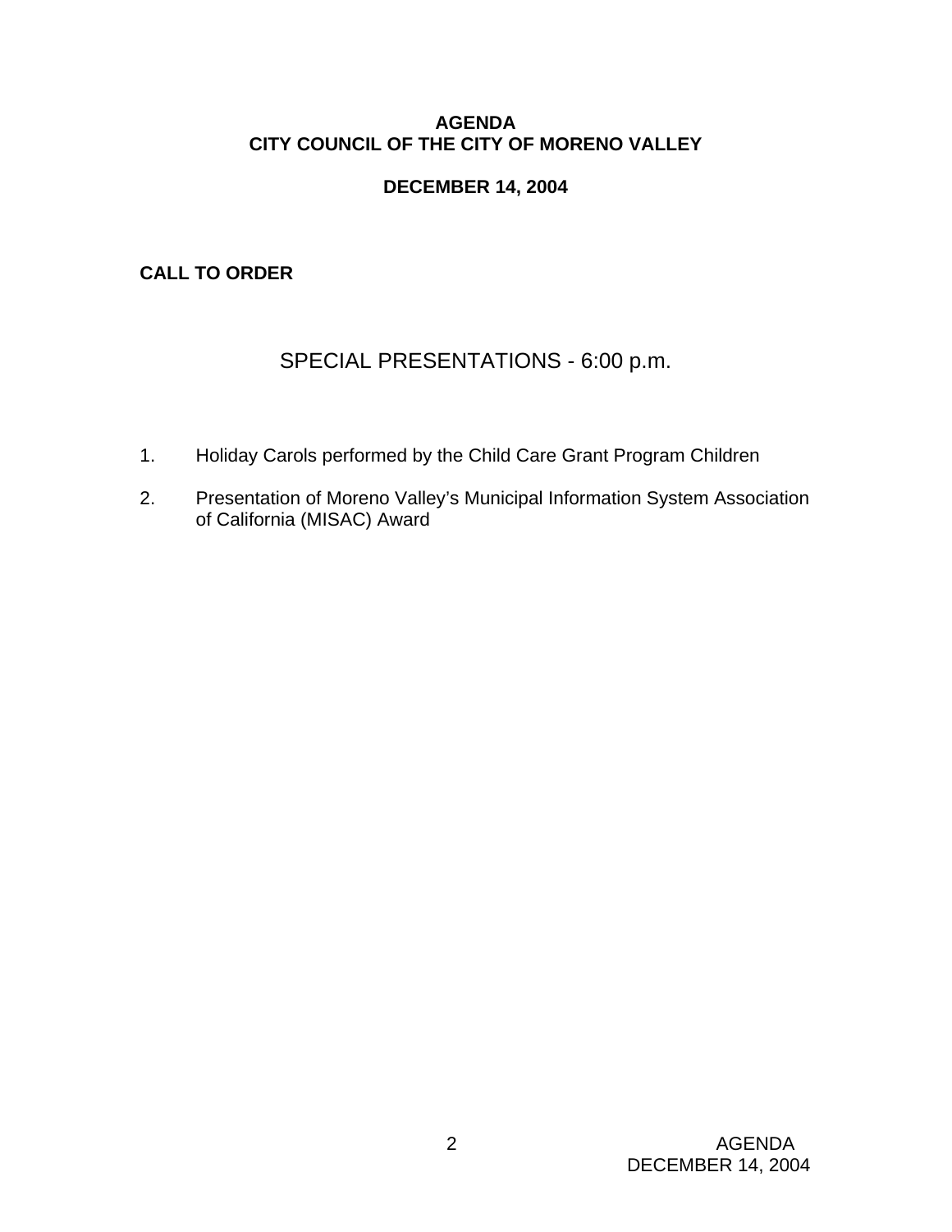# AGENDA
# CITY COUNCIL OF THE CITY OF MORENO VALLEY

## DECEMBER 14, 2004

**CALL TO ORDER**

## SPECIAL PRESENTATIONS - 6:00 p.m.

1. Holiday Carols performed by the Child Care Grant Program Children

2. Presentation of Moreno Valley's Municipal Information System Association of California (MISAC) Award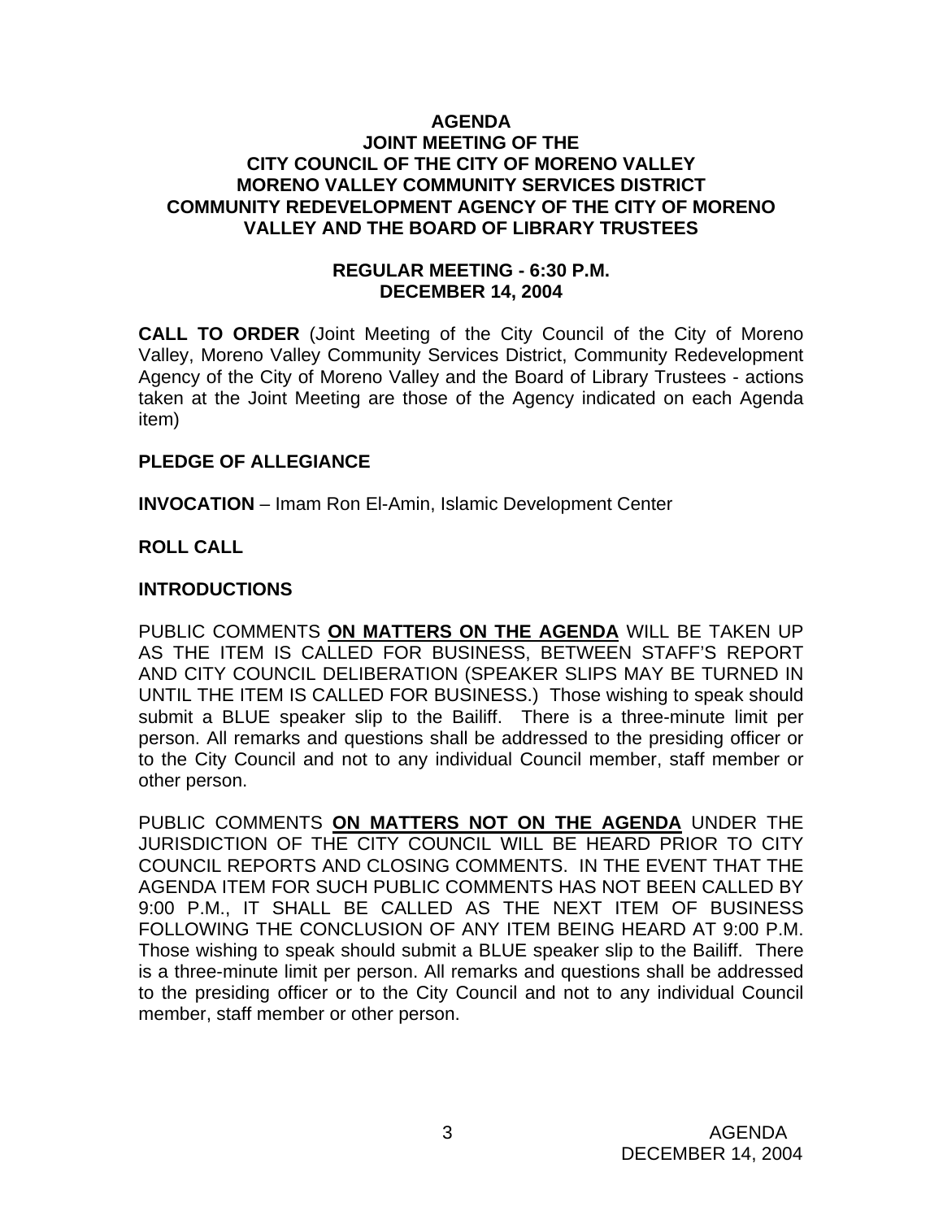# AGENDA
## JOINT MEETING OF THE CITY COUNCIL OF THE CITY OF MORENO VALLEY MORENO VALLEY COMMUNITY SERVICES DISTRICT COMMUNITY REDEVELOPMENT AGENCY OF THE CITY OF MORENO VALLEY AND THE BOARD OF LIBRARY TRUSTEES

### REGULAR MEETING - 6:30 P.M.
### DECEMBER 14, 2004

**CALL TO ORDER** (Joint Meeting of the City Council of the City of Moreno Valley, Moreno Valley Community Services District, Community Redevelopment Agency of the City of Moreno Valley and the Board of Library Trustees - actions taken at the Joint Meeting are those of the Agency indicated on each Agenda item)

**PLEDGE OF ALLEGIANCE**

**INVOCATION** – Imam Ron El-Amin, Islamic Development Center

**ROLL CALL**

**INTRODUCTIONS**

PUBLIC COMMENTS **ON MATTERS ON THE AGENDA** WILL BE TAKEN UP AS THE ITEM IS CALLED FOR BUSINESS, BETWEEN STAFF'S REPORT AND CITY COUNCIL DELIBERATION (SPEAKER SLIPS MAY BE TURNED IN UNTIL THE ITEM IS CALLED FOR BUSINESS.) Those wishing to speak should submit a BLUE speaker slip to the Bailiff. There is a three-minute limit per person. All remarks and questions shall be addressed to the presiding officer or to the City Council and not to any individual Council member, staff member or other person.

PUBLIC COMMENTS **ON MATTERS NOT ON THE AGENDA** UNDER THE JURISDICTION OF THE CITY COUNCIL WILL BE HEARD PRIOR TO CITY COUNCIL REPORTS AND CLOSING COMMENTS. IN THE EVENT THAT THE AGENDA ITEM FOR SUCH PUBLIC COMMENTS HAS NOT BEEN CALLED BY 9:00 P.M., IT SHALL BE CALLED AS THE NEXT ITEM OF BUSINESS FOLLOWING THE CONCLUSION OF ANY ITEM BEING HEARD AT 9:00 P.M. Those wishing to speak should submit a BLUE speaker slip to the Bailiff. There is a three-minute limit per person. All remarks and questions shall be addressed to the presiding officer or to the City Council and not to any individual Council member, staff member or other person.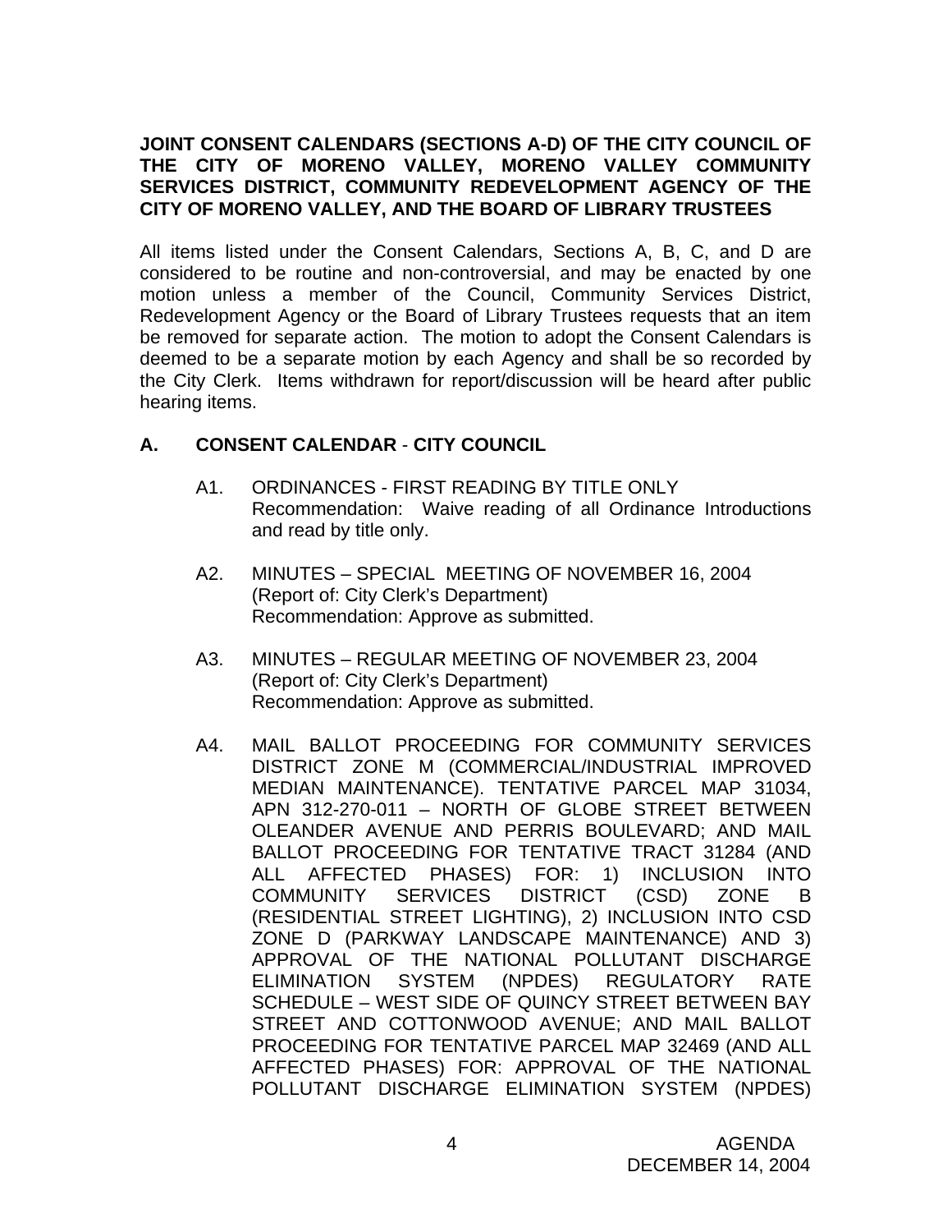**JOINT CONSENT CALENDARS (SECTIONS A-D) OF THE CITY COUNCIL OF THE CITY OF MORENO VALLEY, MORENO VALLEY COMMUNITY SERVICES DISTRICT, COMMUNITY REDEVELOPMENT AGENCY OF THE CITY OF MORENO VALLEY, AND THE BOARD OF LIBRARY TRUSTEES**

All items listed under the Consent Calendars, Sections A, B, C, and D are considered to be routine and non-controversial, and may be enacted by one motion unless a member of the Council, Community Services District, Redevelopment Agency or the Board of Library Trustees requests that an item be removed for separate action. The motion to adopt the Consent Calendars is deemed to be a separate motion by each Agency and shall be so recorded by the City Clerk. Items withdrawn for report/discussion will be heard after public hearing items.

## A. CONSENT CALENDAR - CITY COUNCIL

A1. ORDINANCES - FIRST READING BY TITLE ONLY
Recommendation: Waive reading of all Ordinance Introductions and read by title only.

A2. MINUTES – SPECIAL MEETING OF NOVEMBER 16, 2004
(Report of: City Clerk's Department)
Recommendation: Approve as submitted.

A3. MINUTES – REGULAR MEETING OF NOVEMBER 23, 2004
(Report of: City Clerk's Department)
Recommendation: Approve as submitted.

A4. MAIL BALLOT PROCEEDING FOR COMMUNITY SERVICES DISTRICT ZONE M (COMMERCIAL/INDUSTRIAL IMPROVED MEDIAN MAINTENANCE). TENTATIVE PARCEL MAP 31034, APN 312-270-011 – NORTH OF GLOBE STREET BETWEEN OLEANDER AVENUE AND PERRIS BOULEVARD; AND MAIL BALLOT PROCEEDING FOR TENTATIVE TRACT 31284 (AND ALL AFFECTED PHASES) FOR: 1) INCLUSION INTO COMMUNITY SERVICES DISTRICT (CSD) ZONE B (RESIDENTIAL STREET LIGHTING), 2) INCLUSION INTO CSD ZONE D (PARKWAY LANDSCAPE MAINTENANCE) AND 3) APPROVAL OF THE NATIONAL POLLUTANT DISCHARGE ELIMINATION SYSTEM (NPDES) REGULATORY RATE SCHEDULE – WEST SIDE OF QUINCY STREET BETWEEN BAY STREET AND COTTONWOOD AVENUE; AND MAIL BALLOT PROCEEDING FOR TENTATIVE PARCEL MAP 32469 (AND ALL AFFECTED PHASES) FOR: APPROVAL OF THE NATIONAL POLLUTANT DISCHARGE ELIMINATION SYSTEM (NPDES)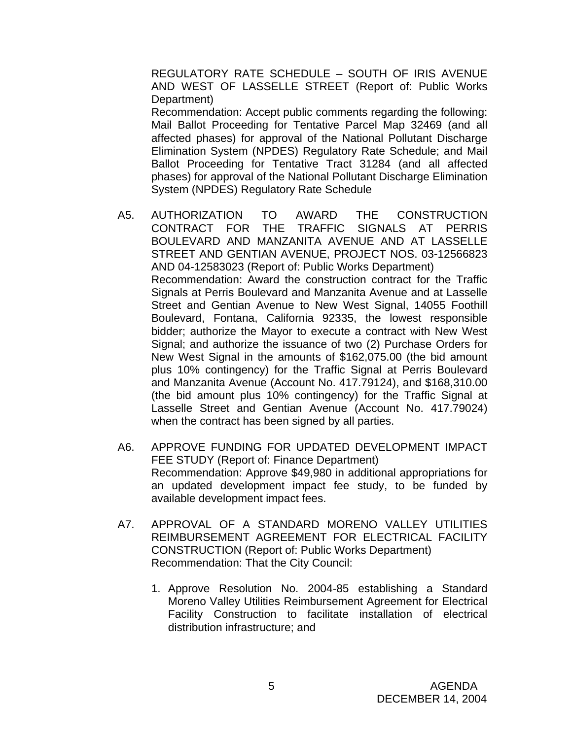REGULATORY RATE SCHEDULE – SOUTH OF IRIS AVENUE AND WEST OF LASSELLE STREET (Report of: Public Works Department)

Recommendation: Accept public comments regarding the following: Mail Ballot Proceeding for Tentative Parcel Map 32469 (and all affected phases) for approval of the National Pollutant Discharge Elimination System (NPDES) Regulatory Rate Schedule; and Mail Ballot Proceeding for Tentative Tract 31284 (and all affected phases) for approval of the National Pollutant Discharge Elimination System (NPDES) Regulatory Rate Schedule

A5. AUTHORIZATION TO AWARD THE CONSTRUCTION CONTRACT FOR THE TRAFFIC SIGNALS AT PERRIS BOULEVARD AND MANZANITA AVENUE AND AT LASSELLE STREET AND GENTIAN AVENUE, PROJECT NOS. 03-12566823 AND 04-12583023 (Report of: Public Works Department)

Recommendation: Award the construction contract for the Traffic Signals at Perris Boulevard and Manzanita Avenue and at Lasselle Street and Gentian Avenue to New West Signal, 14055 Foothill Boulevard, Fontana, California 92335, the lowest responsible bidder; authorize the Mayor to execute a contract with New West Signal; and authorize the issuance of two (2) Purchase Orders for New West Signal in the amounts of $162,075.00 (the bid amount plus 10% contingency) for the Traffic Signal at Perris Boulevard and Manzanita Avenue (Account No. 417.79124), and $168,310.00 (the bid amount plus 10% contingency) for the Traffic Signal at Lasselle Street and Gentian Avenue (Account No. 417.79024) when the contract has been signed by all parties.

A6. APPROVE FUNDING FOR UPDATED DEVELOPMENT IMPACT FEE STUDY (Report of: Finance Department)

Recommendation: Approve $49,980 in additional appropriations for an updated development impact fee study, to be funded by available development impact fees.

A7. APPROVAL OF A STANDARD MORENO VALLEY UTILITIES REIMBURSEMENT AGREEMENT FOR ELECTRICAL FACILITY CONSTRUCTION (Report of: Public Works Department)

Recommendation: That the City Council:

1. Approve Resolution No. 2004-85 establishing a Standard Moreno Valley Utilities Reimbursement Agreement for Electrical Facility Construction to facilitate installation of electrical distribution infrastructure; and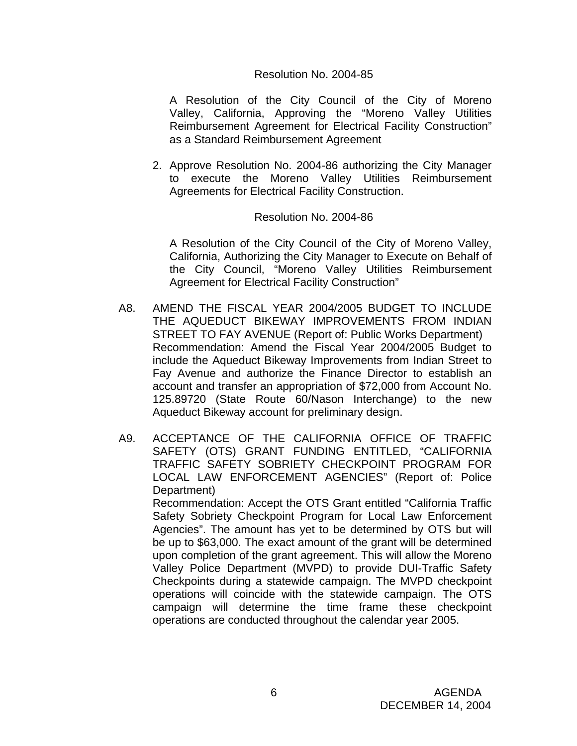Resolution No. 2004-85

A Resolution of the City Council of the City of Moreno Valley, California, Approving the "Moreno Valley Utilities Reimbursement Agreement for Electrical Facility Construction" as a Standard Reimbursement Agreement

2. Approve Resolution No. 2004-86 authorizing the City Manager to execute the Moreno Valley Utilities Reimbursement Agreements for Electrical Facility Construction.

Resolution No. 2004-86

A Resolution of the City Council of the City of Moreno Valley, California, Authorizing the City Manager to Execute on Behalf of the City Council, "Moreno Valley Utilities Reimbursement Agreement for Electrical Facility Construction"

A8. AMEND THE FISCAL YEAR 2004/2005 BUDGET TO INCLUDE THE AQUEDUCT BIKEWAY IMPROVEMENTS FROM INDIAN STREET TO FAY AVENUE (Report of: Public Works Department)
Recommendation: Amend the Fiscal Year 2004/2005 Budget to include the Aqueduct Bikeway Improvements from Indian Street to Fay Avenue and authorize the Finance Director to establish an account and transfer an appropriation of $72,000 from Account No. 125.89720 (State Route 60/Nason Interchange) to the new Aqueduct Bikeway account for preliminary design.

A9. ACCEPTANCE OF THE CALIFORNIA OFFICE OF TRAFFIC SAFETY (OTS) GRANT FUNDING ENTITLED, "CALIFORNIA TRAFFIC SAFETY SOBRIETY CHECKPOINT PROGRAM FOR LOCAL LAW ENFORCEMENT AGENCIES" (Report of: Police Department)
Recommendation: Accept the OTS Grant entitled "California Traffic Safety Sobriety Checkpoint Program for Local Law Enforcement Agencies". The amount has yet to be determined by OTS but will be up to $63,000. The exact amount of the grant will be determined upon completion of the grant agreement. This will allow the Moreno Valley Police Department (MVPD) to provide DUI-Traffic Safety Checkpoints during a statewide campaign. The MVPD checkpoint operations will coincide with the statewide campaign. The OTS campaign will determine the time frame these checkpoint operations are conducted throughout the calendar year 2005.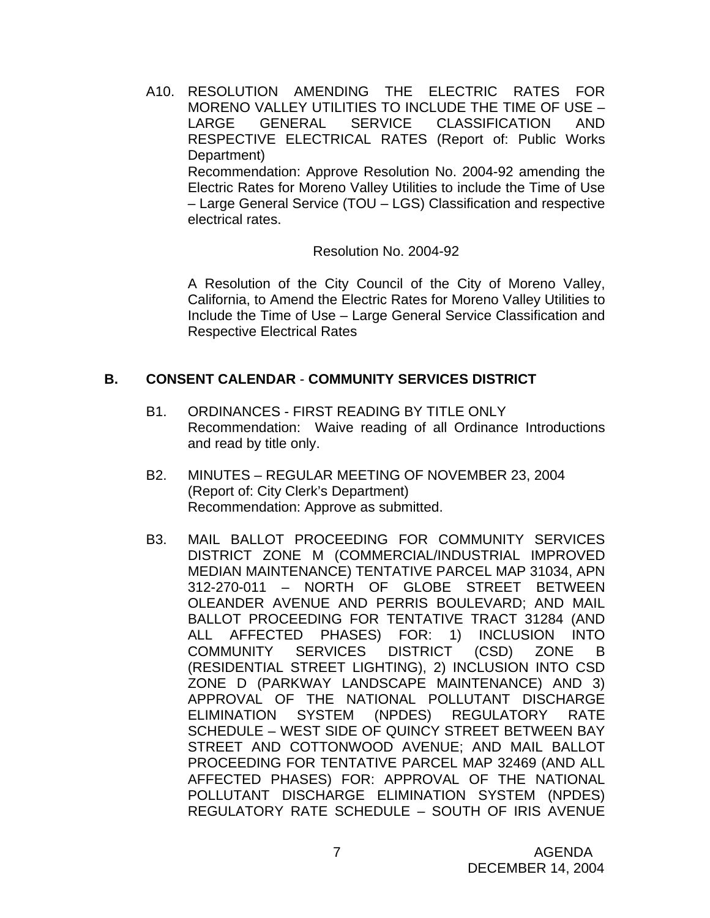A10. RESOLUTION AMENDING THE ELECTRIC RATES FOR MORENO VALLEY UTILITIES TO INCLUDE THE TIME OF USE – LARGE GENERAL SERVICE CLASSIFICATION AND RESPECTIVE ELECTRICAL RATES (Report of: Public Works Department)
Recommendation: Approve Resolution No. 2004-92 amending the Electric Rates for Moreno Valley Utilities to include the Time of Use – Large General Service (TOU – LGS) Classification and respective electrical rates.

Resolution No. 2004-92

A Resolution of the City Council of the City of Moreno Valley, California, to Amend the Electric Rates for Moreno Valley Utilities to Include the Time of Use – Large General Service Classification and Respective Electrical Rates

## B. CONSENT CALENDAR - COMMUNITY SERVICES DISTRICT

B1. ORDINANCES - FIRST READING BY TITLE ONLY
Recommendation: Waive reading of all Ordinance Introductions and read by title only.

B2. MINUTES – REGULAR MEETING OF NOVEMBER 23, 2004 (Report of: City Clerk's Department)
Recommendation: Approve as submitted.

B3. MAIL BALLOT PROCEEDING FOR COMMUNITY SERVICES DISTRICT ZONE M (COMMERCIAL/INDUSTRIAL IMPROVED MEDIAN MAINTENANCE) TENTATIVE PARCEL MAP 31034, APN 312-270-011 – NORTH OF GLOBE STREET BETWEEN OLEANDER AVENUE AND PERRIS BOULEVARD; AND MAIL BALLOT PROCEEDING FOR TENTATIVE TRACT 31284 (AND ALL AFFECTED PHASES) FOR: 1) INCLUSION INTO COMMUNITY SERVICES DISTRICT (CSD) ZONE B (RESIDENTIAL STREET LIGHTING), 2) INCLUSION INTO CSD ZONE D (PARKWAY LANDSCAPE MAINTENANCE) AND 3) APPROVAL OF THE NATIONAL POLLUTANT DISCHARGE ELIMINATION SYSTEM (NPDES) REGULATORY RATE SCHEDULE – WEST SIDE OF QUINCY STREET BETWEEN BAY STREET AND COTTONWOOD AVENUE; AND MAIL BALLOT PROCEEDING FOR TENTATIVE PARCEL MAP 32469 (AND ALL AFFECTED PHASES) FOR: APPROVAL OF THE NATIONAL POLLUTANT DISCHARGE ELIMINATION SYSTEM (NPDES) REGULATORY RATE SCHEDULE – SOUTH OF IRIS AVENUE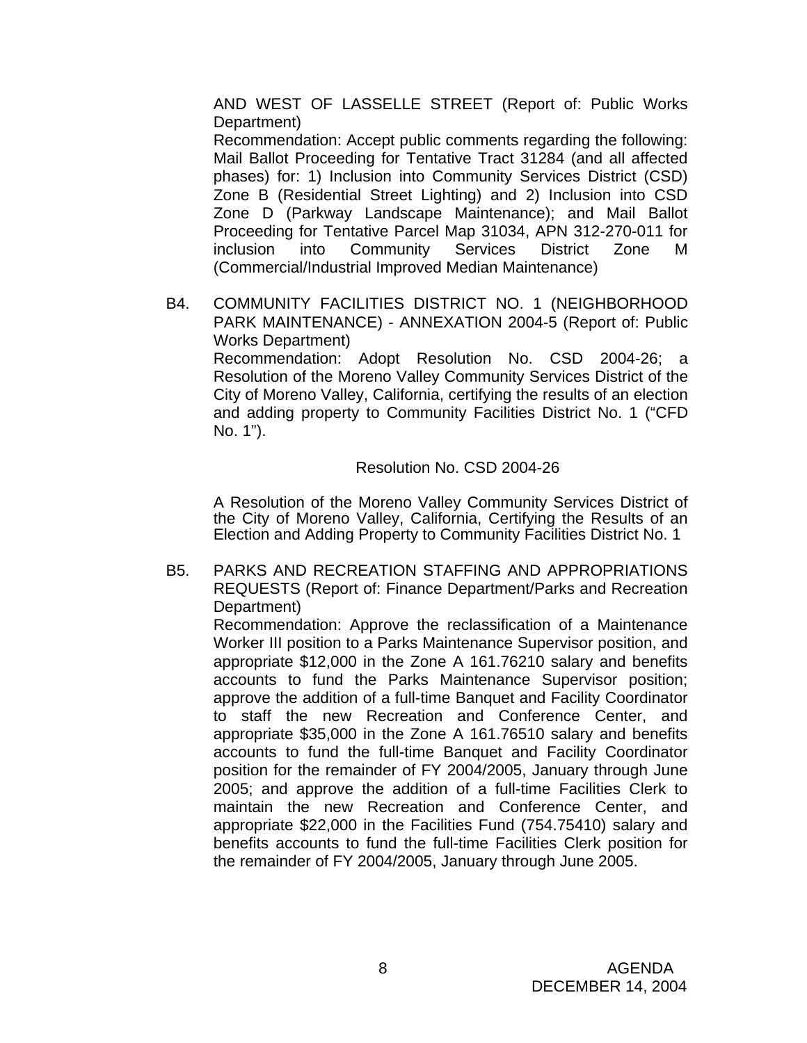AND WEST OF LASSELLE STREET (Report of: Public Works Department)

Recommendation: Accept public comments regarding the following: Mail Ballot Proceeding for Tentative Tract 31284 (and all affected phases) for: 1) Inclusion into Community Services District (CSD) Zone B (Residential Street Lighting) and 2) Inclusion into CSD Zone D (Parkway Landscape Maintenance); and Mail Ballot Proceeding for Tentative Parcel Map 31034, APN 312-270-011 for inclusion into Community Services District Zone M (Commercial/Industrial Improved Median Maintenance)

B4. COMMUNITY FACILITIES DISTRICT NO. 1 (NEIGHBORHOOD PARK MAINTENANCE) - ANNEXATION 2004-5 (Report of: Public Works Department)

Recommendation: Adopt Resolution No. CSD 2004-26; a Resolution of the Moreno Valley Community Services District of the City of Moreno Valley, California, certifying the results of an election and adding property to Community Facilities District No. 1 ("CFD No. 1").

Resolution No. CSD 2004-26

A Resolution of the Moreno Valley Community Services District of the City of Moreno Valley, California, Certifying the Results of an Election and Adding Property to Community Facilities District No. 1

B5. PARKS AND RECREATION STAFFING AND APPROPRIATIONS REQUESTS (Report of: Finance Department/Parks and Recreation Department)

Recommendation: Approve the reclassification of a Maintenance Worker III position to a Parks Maintenance Supervisor position, and appropriate $12,000 in the Zone A 161.76210 salary and benefits accounts to fund the Parks Maintenance Supervisor position; approve the addition of a full-time Banquet and Facility Coordinator to staff the new Recreation and Conference Center, and appropriate $35,000 in the Zone A 161.76510 salary and benefits accounts to fund the full-time Banquet and Facility Coordinator position for the remainder of FY 2004/2005, January through June 2005; and approve the addition of a full-time Facilities Clerk to maintain the new Recreation and Conference Center, and appropriate $22,000 in the Facilities Fund (754.75410) salary and benefits accounts to fund the full-time Facilities Clerk position for the remainder of FY 2004/2005, January through June 2005.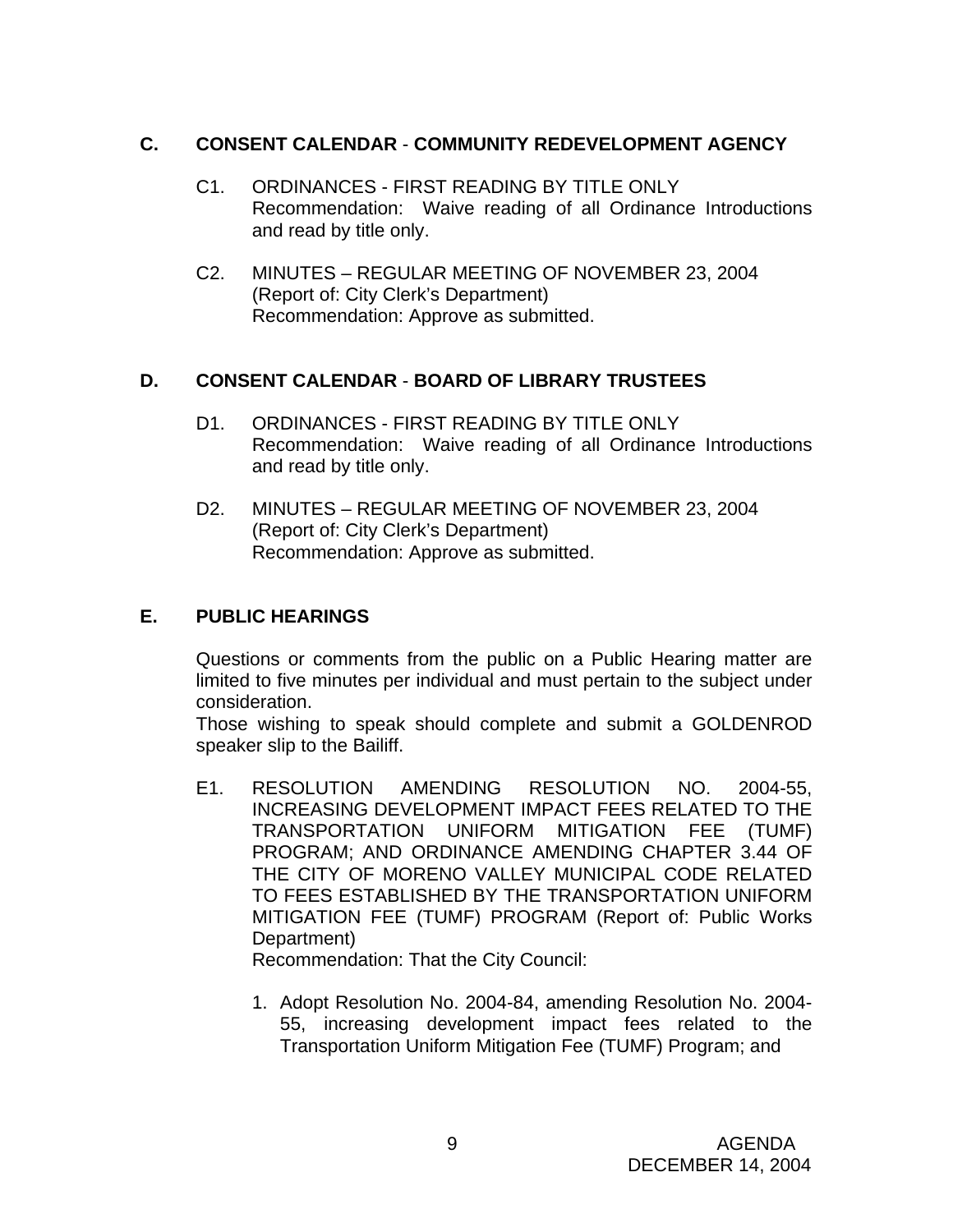## C. CONSENT CALENDAR - COMMUNITY REDEVELOPMENT AGENCY

C1. ORDINANCES - FIRST READING BY TITLE ONLY
Recommendation: Waive reading of all Ordinance Introductions and read by title only.

C2. MINUTES – REGULAR MEETING OF NOVEMBER 23, 2004
(Report of: City Clerk's Department)
Recommendation: Approve as submitted.

## D. CONSENT CALENDAR - BOARD OF LIBRARY TRUSTEES

D1. ORDINANCES - FIRST READING BY TITLE ONLY
Recommendation: Waive reading of all Ordinance Introductions and read by title only.

D2. MINUTES – REGULAR MEETING OF NOVEMBER 23, 2004
(Report of: City Clerk's Department)
Recommendation: Approve as submitted.

## E. PUBLIC HEARINGS

Questions or comments from the public on a Public Hearing matter are limited to five minutes per individual and must pertain to the subject under consideration.
Those wishing to speak should complete and submit a GOLDENROD speaker slip to the Bailiff.

E1. RESOLUTION AMENDING RESOLUTION NO. 2004-55, INCREASING DEVELOPMENT IMPACT FEES RELATED TO THE TRANSPORTATION UNIFORM MITIGATION FEE (TUMF) PROGRAM; AND ORDINANCE AMENDING CHAPTER 3.44 OF THE CITY OF MORENO VALLEY MUNICIPAL CODE RELATED TO FEES ESTABLISHED BY THE TRANSPORTATION UNIFORM MITIGATION FEE (TUMF) PROGRAM (Report of: Public Works Department)
Recommendation: That the City Council:

1. Adopt Resolution No. 2004-84, amending Resolution No. 2004-55, increasing development impact fees related to the Transportation Uniform Mitigation Fee (TUMF) Program; and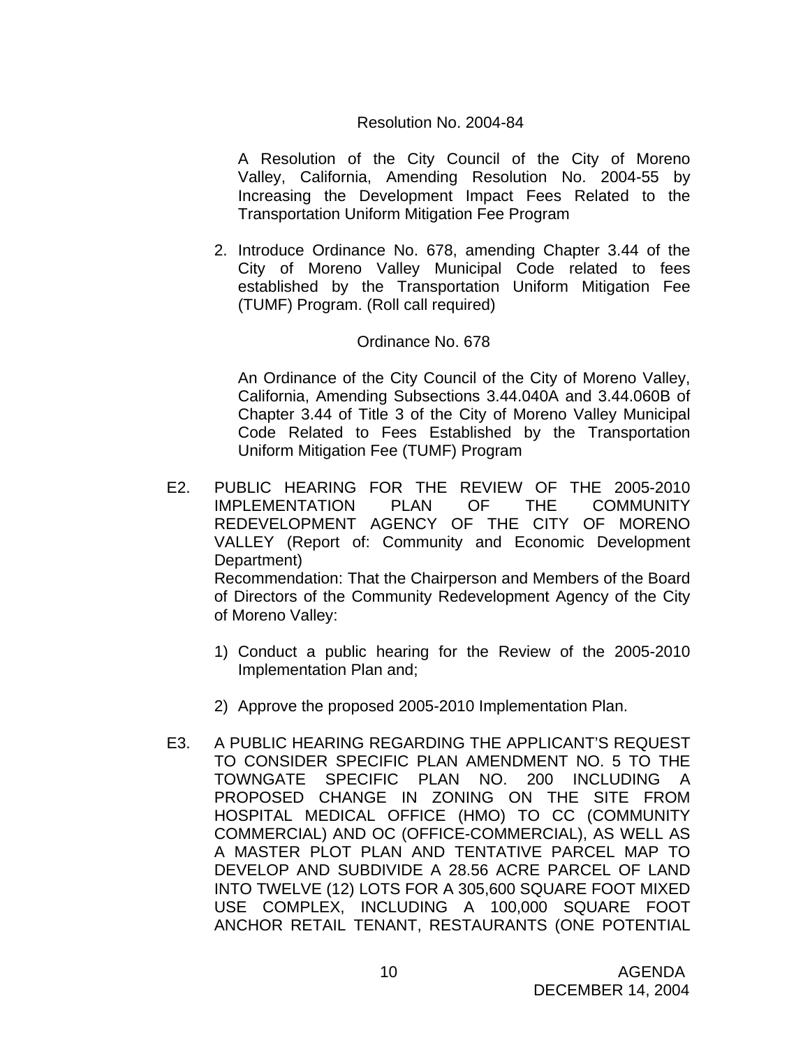Resolution No. 2004-84

A Resolution of the City Council of the City of Moreno Valley, California, Amending Resolution No. 2004-55 by Increasing the Development Impact Fees Related to the Transportation Uniform Mitigation Fee Program

2. Introduce Ordinance No. 678, amending Chapter 3.44 of the City of Moreno Valley Municipal Code related to fees established by the Transportation Uniform Mitigation Fee (TUMF) Program. (Roll call required)

Ordinance No. 678

An Ordinance of the City Council of the City of Moreno Valley, California, Amending Subsections 3.44.040A and 3.44.060B of Chapter 3.44 of Title 3 of the City of Moreno Valley Municipal Code Related to Fees Established by the Transportation Uniform Mitigation Fee (TUMF) Program

E2. PUBLIC HEARING FOR THE REVIEW OF THE 2005-2010 IMPLEMENTATION PLAN OF THE COMMUNITY REDEVELOPMENT AGENCY OF THE CITY OF MORENO VALLEY (Report of: Community and Economic Development Department)
Recommendation: That the Chairperson and Members of the Board of Directors of the Community Redevelopment Agency of the City of Moreno Valley:

1) Conduct a public hearing for the Review of the 2005-2010 Implementation Plan and;

2) Approve the proposed 2005-2010 Implementation Plan.

E3. A PUBLIC HEARING REGARDING THE APPLICANT'S REQUEST TO CONSIDER SPECIFIC PLAN AMENDMENT NO. 5 TO THE TOWNGATE SPECIFIC PLAN NO. 200 INCLUDING A PROPOSED CHANGE IN ZONING ON THE SITE FROM HOSPITAL MEDICAL OFFICE (HMO) TO CC (COMMUNITY COMMERCIAL) AND OC (OFFICE-COMMERCIAL), AS WELL AS A MASTER PLOT PLAN AND TENTATIVE PARCEL MAP TO DEVELOP AND SUBDIVIDE A 28.56 ACRE PARCEL OF LAND INTO TWELVE (12) LOTS FOR A 305,600 SQUARE FOOT MIXED USE COMPLEX, INCLUDING A 100,000 SQUARE FOOT ANCHOR RETAIL TENANT, RESTAURANTS (ONE POTENTIAL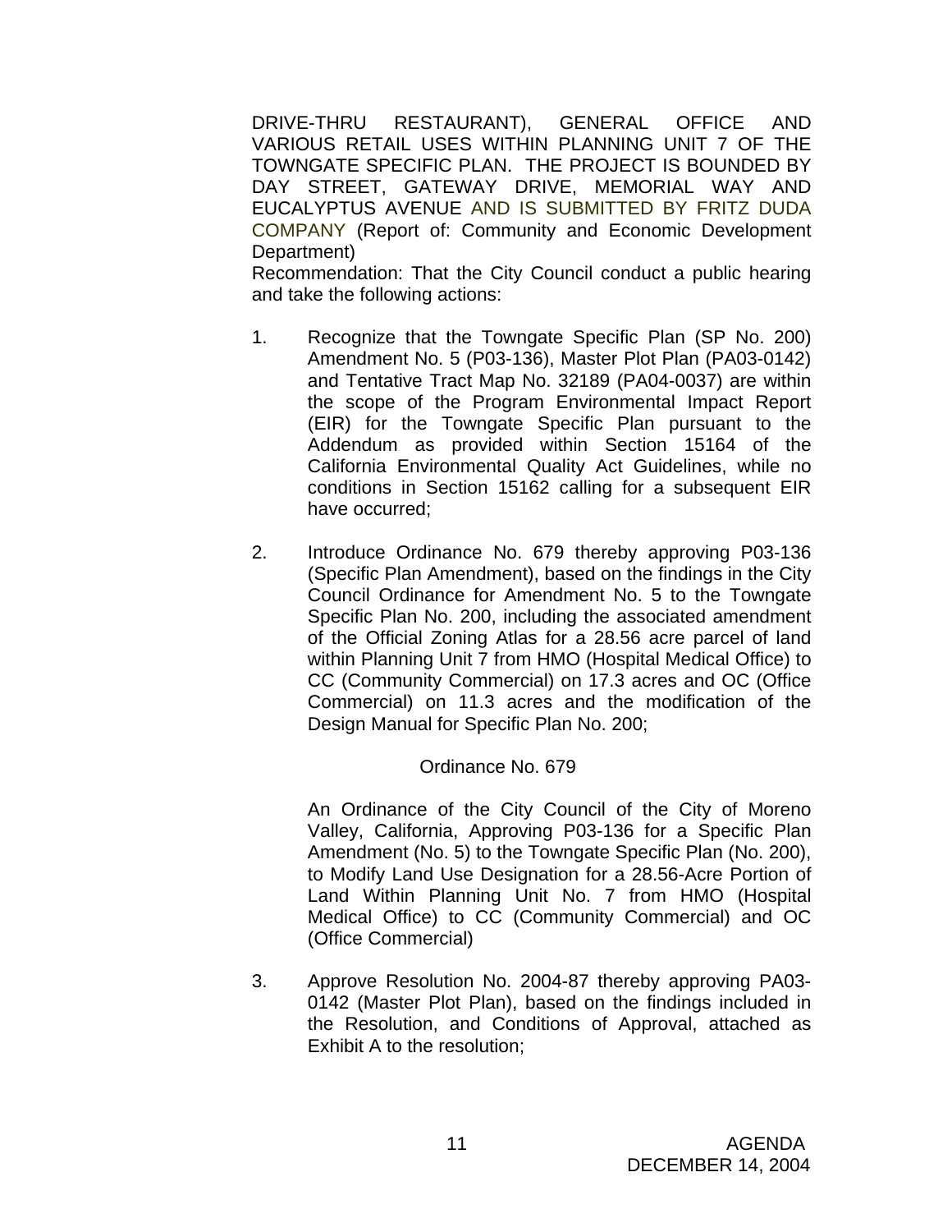DRIVE-THRU RESTAURANT), GENERAL OFFICE AND VARIOUS RETAIL USES WITHIN PLANNING UNIT 7 OF THE TOWNGATE SPECIFIC PLAN. THE PROJECT IS BOUNDED BY DAY STREET, GATEWAY DRIVE, MEMORIAL WAY AND EUCALYPTUS AVENUE AND IS SUBMITTED BY FRITZ DUDA COMPANY (Report of: Community and Economic Development Department)

Recommendation: That the City Council conduct a public hearing and take the following actions:

1. Recognize that the Towngate Specific Plan (SP No. 200) Amendment No. 5 (P03-136), Master Plot Plan (PA03-0142) and Tentative Tract Map No. 32189 (PA04-0037) are within the scope of the Program Environmental Impact Report (EIR) for the Towngate Specific Plan pursuant to the Addendum as provided within Section 15164 of the California Environmental Quality Act Guidelines, while no conditions in Section 15162 calling for a subsequent EIR have occurred;

2. Introduce Ordinance No. 679 thereby approving P03-136 (Specific Plan Amendment), based on the findings in the City Council Ordinance for Amendment No. 5 to the Towngate Specific Plan No. 200, including the associated amendment of the Official Zoning Atlas for a 28.56 acre parcel of land within Planning Unit 7 from HMO (Hospital Medical Office) to CC (Community Commercial) on 17.3 acres and OC (Office Commercial) on 11.3 acres and the modification of the Design Manual for Specific Plan No. 200;

   Ordinance No. 679

   An Ordinance of the City Council of the City of Moreno Valley, California, Approving P03-136 for a Specific Plan Amendment (No. 5) to the Towngate Specific Plan (No. 200), to Modify Land Use Designation for a 28.56-Acre Portion of Land Within Planning Unit No. 7 from HMO (Hospital Medical Office) to CC (Community Commercial) and OC (Office Commercial)

3. Approve Resolution No. 2004-87 thereby approving PA03-0142 (Master Plot Plan), based on the findings included in the Resolution, and Conditions of Approval, attached as Exhibit A to the resolution;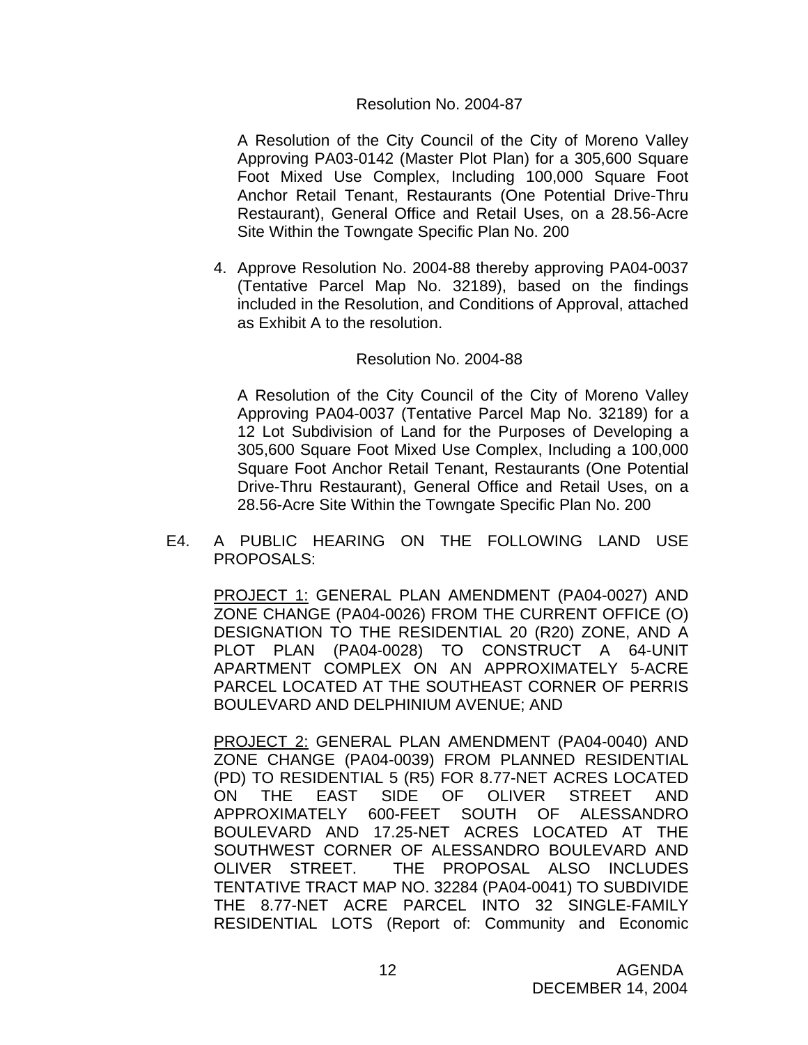Resolution No. 2004-87

A Resolution of the City Council of the City of Moreno Valley Approving PA03-0142 (Master Plot Plan) for a 305,600 Square Foot Mixed Use Complex, Including 100,000 Square Foot Anchor Retail Tenant, Restaurants (One Potential Drive-Thru Restaurant), General Office and Retail Uses, on a 28.56-Acre Site Within the Towngate Specific Plan No. 200

4. Approve Resolution No. 2004-88 thereby approving PA04-0037 (Tentative Parcel Map No. 32189), based on the findings included in the Resolution, and Conditions of Approval, attached as Exhibit A to the resolution.

Resolution No. 2004-88

A Resolution of the City Council of the City of Moreno Valley Approving PA04-0037 (Tentative Parcel Map No. 32189) for a 12 Lot Subdivision of Land for the Purposes of Developing a 305,600 Square Foot Mixed Use Complex, Including a 100,000 Square Foot Anchor Retail Tenant, Restaurants (One Potential Drive-Thru Restaurant), General Office and Retail Uses, on a 28.56-Acre Site Within the Towngate Specific Plan No. 200

E4. A PUBLIC HEARING ON THE FOLLOWING LAND USE PROPOSALS:

PROJECT 1: GENERAL PLAN AMENDMENT (PA04-0027) AND ZONE CHANGE (PA04-0026) FROM THE CURRENT OFFICE (O) DESIGNATION TO THE RESIDENTIAL 20 (R20) ZONE, AND A PLOT PLAN (PA04-0028) TO CONSTRUCT A 64-UNIT APARTMENT COMPLEX ON AN APPROXIMATELY 5-ACRE PARCEL LOCATED AT THE SOUTHEAST CORNER OF PERRIS BOULEVARD AND DELPHINIUM AVENUE; AND

PROJECT 2: GENERAL PLAN AMENDMENT (PA04-0040) AND ZONE CHANGE (PA04-0039) FROM PLANNED RESIDENTIAL (PD) TO RESIDENTIAL 5 (R5) FOR 8.77-NET ACRES LOCATED ON THE EAST SIDE OF OLIVER STREET AND APPROXIMATELY 600-FEET SOUTH OF ALESSANDRO BOULEVARD AND 17.25-NET ACRES LOCATED AT THE SOUTHWEST CORNER OF ALESSANDRO BOULEVARD AND OLIVER STREET. THE PROPOSAL ALSO INCLUDES TENTATIVE TRACT MAP NO. 32284 (PA04-0041) TO SUBDIVIDE THE 8.77-NET ACRE PARCEL INTO 32 SINGLE-FAMILY RESIDENTIAL LOTS (Report of: Community and Economic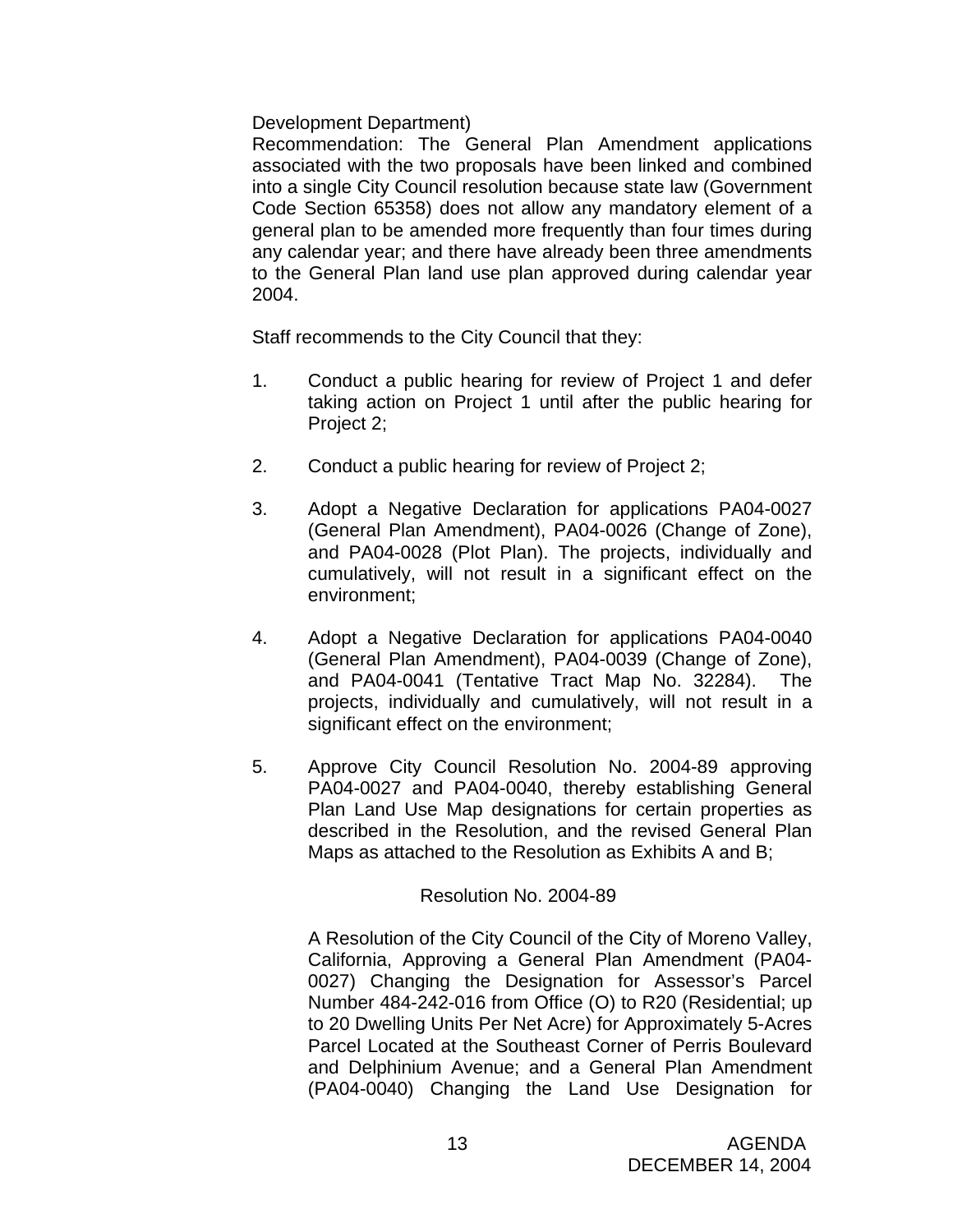Development Department)

Recommendation: The General Plan Amendment applications associated with the two proposals have been linked and combined into a single City Council resolution because state law (Government Code Section 65358) does not allow any mandatory element of a general plan to be amended more frequently than four times during any calendar year; and there have already been three amendments to the General Plan land use plan approved during calendar year 2004.

Staff recommends to the City Council that they:

1. Conduct a public hearing for review of Project 1 and defer taking action on Project 1 until after the public hearing for Project 2;

2. Conduct a public hearing for review of Project 2;

3. Adopt a Negative Declaration for applications PA04-0027 (General Plan Amendment), PA04-0026 (Change of Zone), and PA04-0028 (Plot Plan). The projects, individually and cumulatively, will not result in a significant effect on the environment;

4. Adopt a Negative Declaration for applications PA04-0040 (General Plan Amendment), PA04-0039 (Change of Zone), and PA04-0041 (Tentative Tract Map No. 32284). The projects, individually and cumulatively, will not result in a significant effect on the environment;

5. Approve City Council Resolution No. 2004-89 approving PA04-0027 and PA04-0040, thereby establishing General Plan Land Use Map designations for certain properties as described in the Resolution, and the revised General Plan Maps as attached to the Resolution as Exhibits A and B;

Resolution No. 2004-89

A Resolution of the City Council of the City of Moreno Valley, California, Approving a General Plan Amendment (PA04-0027) Changing the Designation for Assessor's Parcel Number 484-242-016 from Office (O) to R20 (Residential; up to 20 Dwelling Units Per Net Acre) for Approximately 5-Acres Parcel Located at the Southeast Corner of Perris Boulevard and Delphinium Avenue; and a General Plan Amendment (PA04-0040) Changing the Land Use Designation for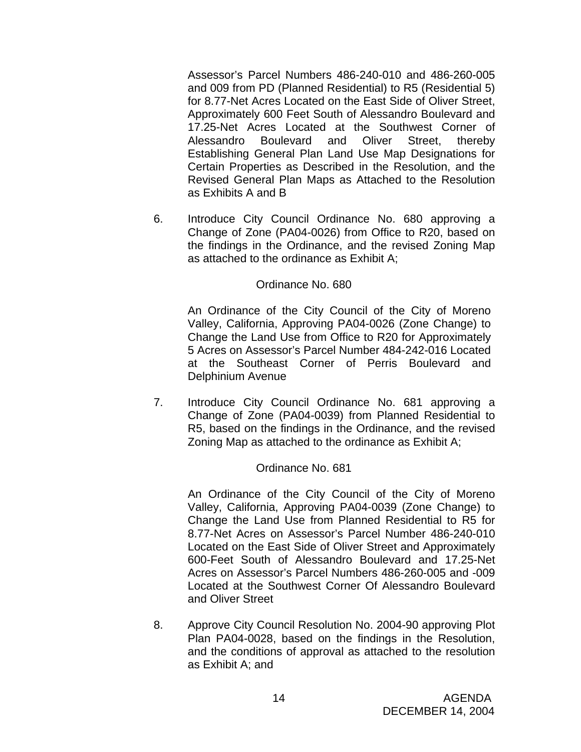Assessor's Parcel Numbers 486-240-010 and 486-260-005 and 009 from PD (Planned Residential) to R5 (Residential 5) for 8.77-Net Acres Located on the East Side of Oliver Street, Approximately 600 Feet South of Alessandro Boulevard and 17.25-Net Acres Located at the Southwest Corner of Alessandro Boulevard and Oliver Street, thereby Establishing General Plan Land Use Map Designations for Certain Properties as Described in the Resolution, and the Revised General Plan Maps as Attached to the Resolution as Exhibits A and B

6. Introduce City Council Ordinance No. 680 approving a Change of Zone (PA04-0026) from Office to R20, based on the findings in the Ordinance, and the revised Zoning Map as attached to the ordinance as Exhibit A;

   Ordinance No. 680

   An Ordinance of the City Council of the City of Moreno Valley, California, Approving PA04-0026 (Zone Change) to Change the Land Use from Office to R20 for Approximately 5 Acres on Assessor's Parcel Number 484-242-016 Located at the Southeast Corner of Perris Boulevard and Delphinium Avenue

7. Introduce City Council Ordinance No. 681 approving a Change of Zone (PA04-0039) from Planned Residential to R5, based on the findings in the Ordinance, and the revised Zoning Map as attached to the ordinance as Exhibit A;

   Ordinance No. 681

   An Ordinance of the City Council of the City of Moreno Valley, California, Approving PA04-0039 (Zone Change) to Change the Land Use from Planned Residential to R5 for 8.77-Net Acres on Assessor's Parcel Number 486-240-010 Located on the East Side of Oliver Street and Approximately 600-Feet South of Alessandro Boulevard and 17.25-Net Acres on Assessor's Parcel Numbers 486-260-005 and -009 Located at the Southwest Corner Of Alessandro Boulevard and Oliver Street

8. Approve City Council Resolution No. 2004-90 approving Plot Plan PA04-0028, based on the findings in the Resolution, and the conditions of approval as attached to the resolution as Exhibit A; and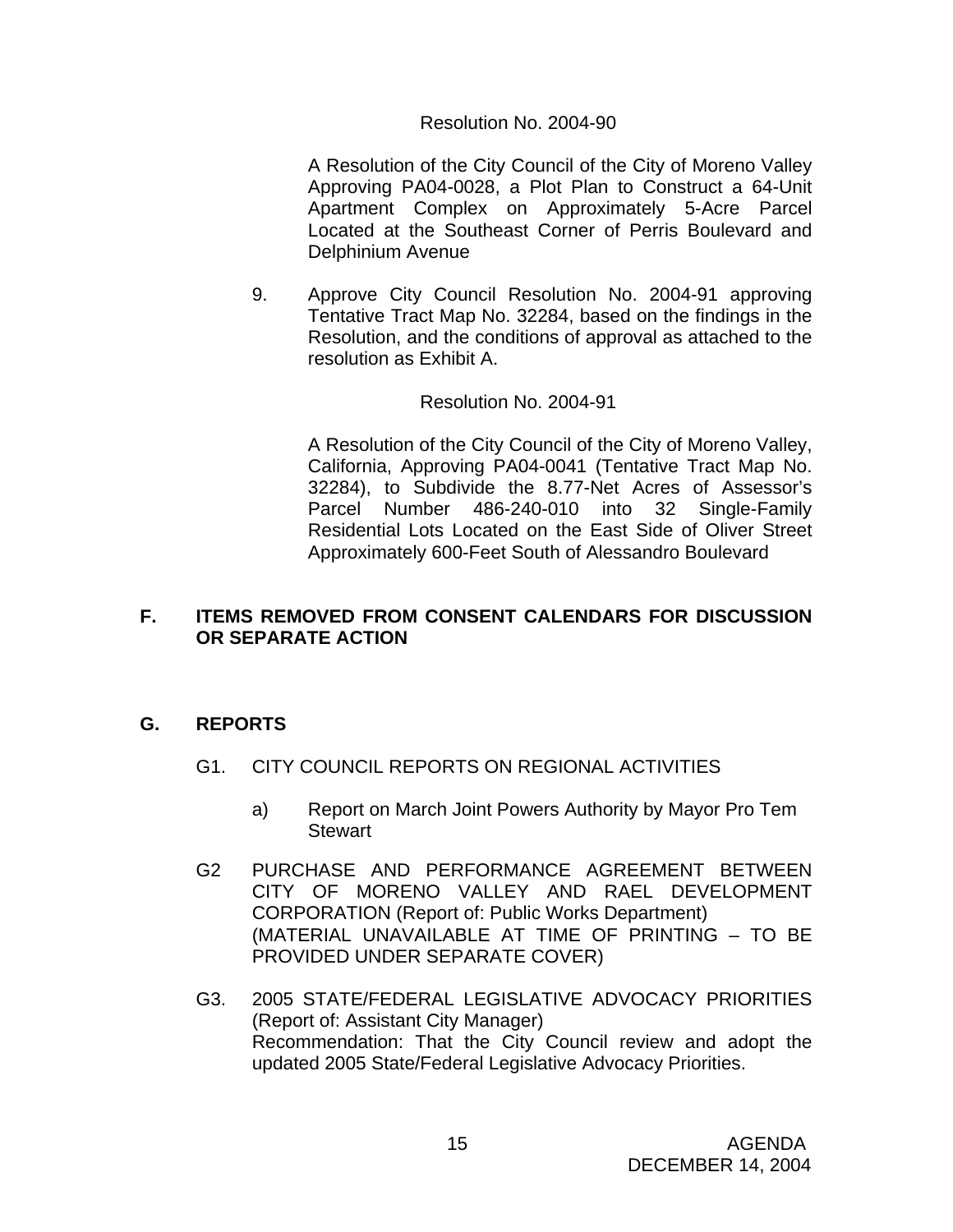Resolution No. 2004-90

A Resolution of the City Council of the City of Moreno Valley Approving PA04-0028, a Plot Plan to Construct a 64-Unit Apartment Complex on Approximately 5-Acre Parcel Located at the Southeast Corner of Perris Boulevard and Delphinium Avenue

9. Approve City Council Resolution No. 2004-91 approving Tentative Tract Map No. 32284, based on the findings in the Resolution, and the conditions of approval as attached to the resolution as Exhibit A.

Resolution No. 2004-91

A Resolution of the City Council of the City of Moreno Valley, California, Approving PA04-0041 (Tentative Tract Map No. 32284), to Subdivide the 8.77-Net Acres of Assessor's Parcel Number 486-240-010 into 32 Single-Family Residential Lots Located on the East Side of Oliver Street Approximately 600-Feet South of Alessandro Boulevard

## F. ITEMS REMOVED FROM CONSENT CALENDARS FOR DISCUSSION OR SEPARATE ACTION

## G. REPORTS

G1. CITY COUNCIL REPORTS ON REGIONAL ACTIVITIES

a) Report on March Joint Powers Authority by Mayor Pro Tem Stewart

G2 PURCHASE AND PERFORMANCE AGREEMENT BETWEEN CITY OF MORENO VALLEY AND RAEL DEVELOPMENT CORPORATION (Report of: Public Works Department) (MATERIAL UNAVAILABLE AT TIME OF PRINTING – TO BE PROVIDED UNDER SEPARATE COVER)

G3. 2005 STATE/FEDERAL LEGISLATIVE ADVOCACY PRIORITIES (Report of: Assistant City Manager)
Recommendation: That the City Council review and adopt the updated 2005 State/Federal Legislative Advocacy Priorities.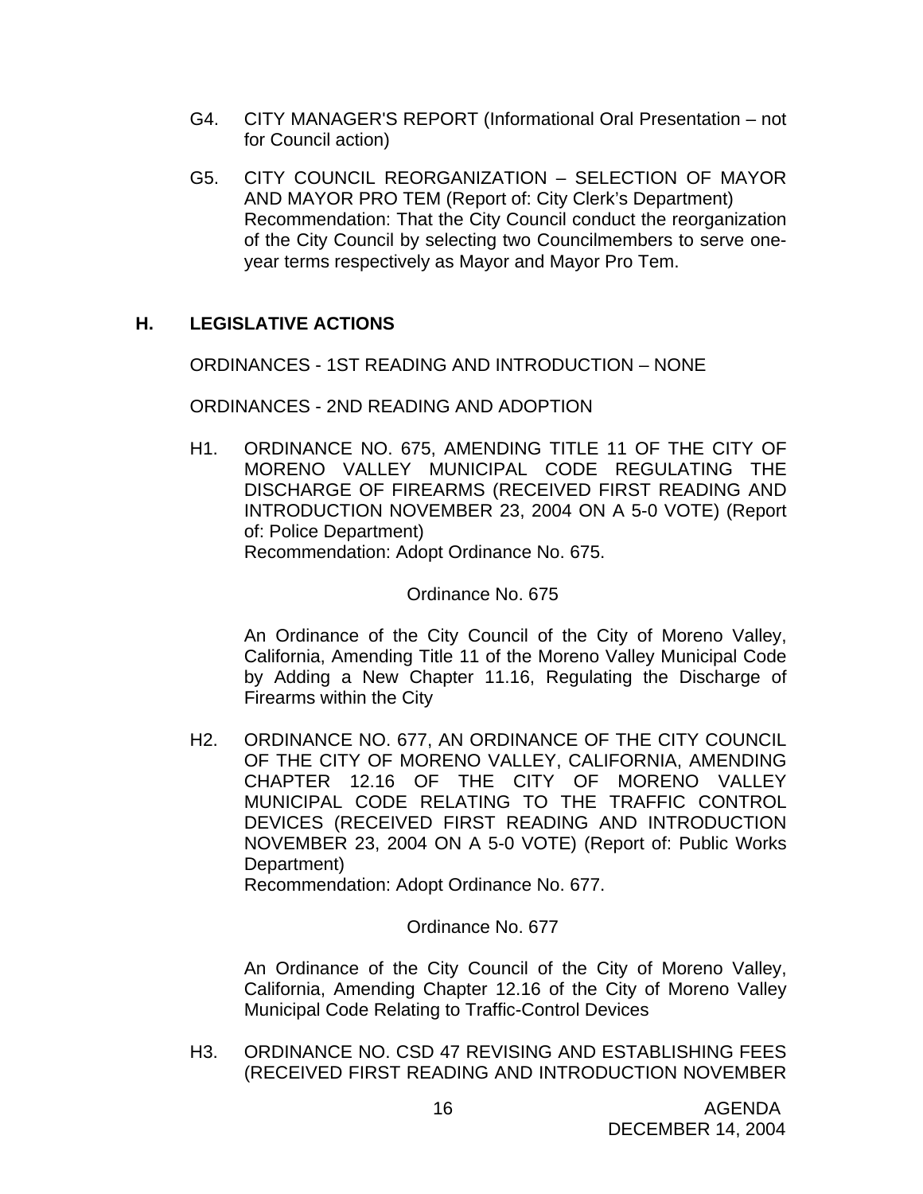G4. CITY MANAGER'S REPORT (Informational Oral Presentation – not for Council action)

G5. CITY COUNCIL REORGANIZATION – SELECTION OF MAYOR AND MAYOR PRO TEM (Report of: City Clerk's Department)
Recommendation: That the City Council conduct the reorganization of the City Council by selecting two Councilmembers to serve one-year terms respectively as Mayor and Mayor Pro Tem.

## H. LEGISLATIVE ACTIONS

ORDINANCES - 1ST READING AND INTRODUCTION – NONE

ORDINANCES - 2ND READING AND ADOPTION

H1. ORDINANCE NO. 675, AMENDING TITLE 11 OF THE CITY OF MORENO VALLEY MUNICIPAL CODE REGULATING THE DISCHARGE OF FIREARMS (RECEIVED FIRST READING AND INTRODUCTION NOVEMBER 23, 2004 ON A 5-0 VOTE) (Report of: Police Department)
Recommendation: Adopt Ordinance No. 675.

Ordinance No. 675

An Ordinance of the City Council of the City of Moreno Valley, California, Amending Title 11 of the Moreno Valley Municipal Code by Adding a New Chapter 11.16, Regulating the Discharge of Firearms within the City

H2. ORDINANCE NO. 677, AN ORDINANCE OF THE CITY COUNCIL OF THE CITY OF MORENO VALLEY, CALIFORNIA, AMENDING CHAPTER 12.16 OF THE CITY OF MORENO VALLEY MUNICIPAL CODE RELATING TO THE TRAFFIC CONTROL DEVICES (RECEIVED FIRST READING AND INTRODUCTION NOVEMBER 23, 2004 ON A 5-0 VOTE) (Report of: Public Works Department)
Recommendation: Adopt Ordinance No. 677.

Ordinance No. 677

An Ordinance of the City Council of the City of Moreno Valley, California, Amending Chapter 12.16 of the City of Moreno Valley Municipal Code Relating to Traffic-Control Devices

H3. ORDINANCE NO. CSD 47 REVISING AND ESTABLISHING FEES (RECEIVED FIRST READING AND INTRODUCTION NOVEMBER NOVEMBER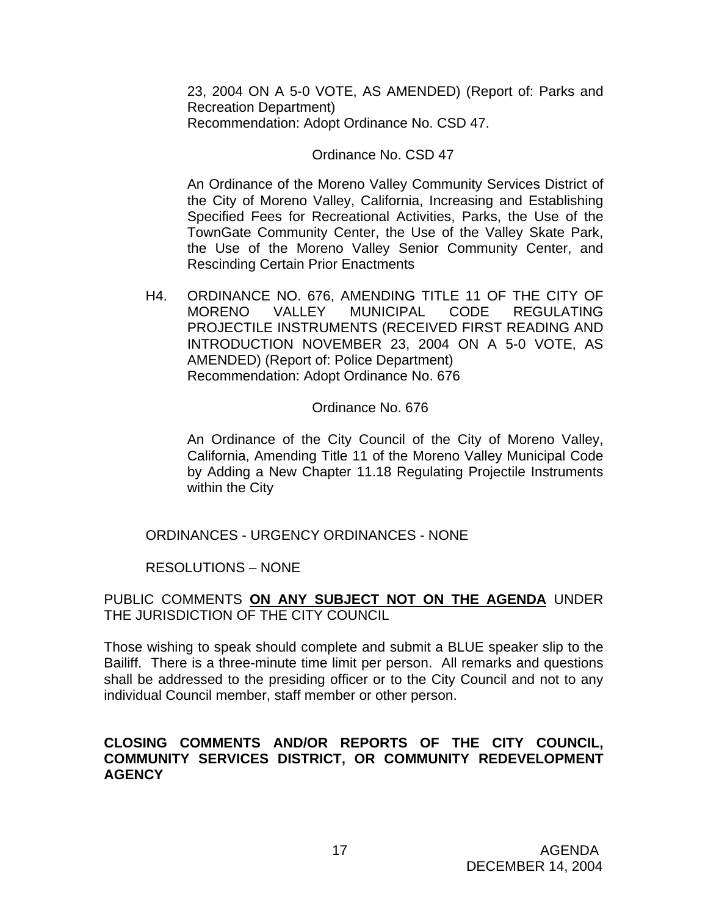23, 2004 ON A 5-0 VOTE, AS AMENDED) (Report of: Parks and Recreation Department)
Recommendation: Adopt Ordinance No. CSD 47.

Ordinance No. CSD 47

An Ordinance of the Moreno Valley Community Services District of the City of Moreno Valley, California, Increasing and Establishing Specified Fees for Recreational Activities, Parks, the Use of the TownGate Community Center, the Use of the Valley Skate Park, the Use of the Moreno Valley Senior Community Center, and Rescinding Certain Prior Enactments

H4. ORDINANCE NO. 676, AMENDING TITLE 11 OF THE CITY OF MORENO VALLEY MUNICIPAL CODE REGULATING PROJECTILE INSTRUMENTS (RECEIVED FIRST READING AND INTRODUCTION NOVEMBER 23, 2004 ON A 5-0 VOTE, AS AMENDED) (Report of: Police Department)
Recommendation: Adopt Ordinance No. 676

Ordinance No. 676

An Ordinance of the City Council of the City of Moreno Valley, California, Amending Title 11 of the Moreno Valley Municipal Code by Adding a New Chapter 11.18 Regulating Projectile Instruments within the City

ORDINANCES - URGENCY ORDINANCES - NONE

RESOLUTIONS – NONE

PUBLIC COMMENTS **ON ANY SUBJECT NOT ON THE AGENDA** UNDER THE JURISDICTION OF THE CITY COUNCIL

Those wishing to speak should complete and submit a BLUE speaker slip to the Bailiff. There is a three-minute time limit per person. All remarks and questions shall be addressed to the presiding officer or to the City Council and not to any individual Council member, staff member or other person.

**CLOSING COMMENTS AND/OR REPORTS OF THE CITY COUNCIL, COMMUNITY SERVICES DISTRICT, OR COMMUNITY REDEVELOPMENT AGENCY**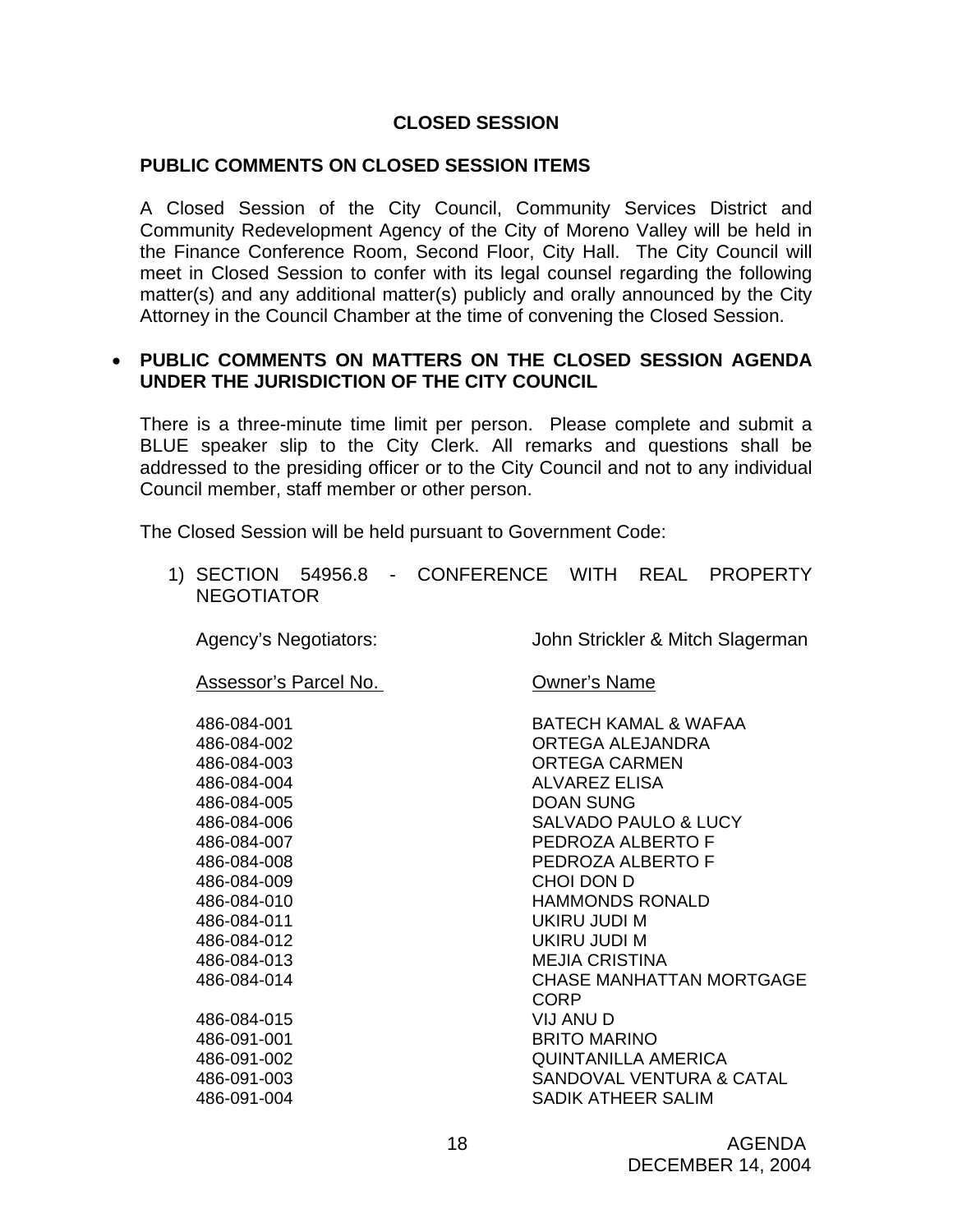**CLOSED SESSION**

**PUBLIC COMMENTS ON CLOSED SESSION ITEMS**

A Closed Session of the City Council, Community Services District and Community Redevelopment Agency of the City of Moreno Valley will be held in the Finance Conference Room, Second Floor, City Hall. The City Council will meet in Closed Session to confer with its legal counsel regarding the following matter(s) and any additional matter(s) publicly and orally announced by the City Attorney in the Council Chamber at the time of convening the Closed Session.

- **PUBLIC COMMENTS ON MATTERS ON THE CLOSED SESSION AGENDA UNDER THE JURISDICTION OF THE CITY COUNCIL**

There is a three-minute time limit per person. Please complete and submit a BLUE speaker slip to the City Clerk. All remarks and questions shall be addressed to the presiding officer or to the City Council and not to any individual Council member, staff member or other person.

The Closed Session will be held pursuant to Government Code:

1) SECTION 54956.8 - CONFERENCE WITH REAL PROPERTY NEGOTIATOR

Agency's Negotiators: John Strickler & Mitch Slagerman

| Assessor's Parcel No. | Owner's Name |
|---|---|
| 486-084-001 | BATECH KAMAL & WAFAA |
| 486-084-002 | ORTEGA ALEJANDRA |
| 486-084-003 | ORTEGA CARMEN |
| 486-084-004 | ALVAREZ ELISA |
| 486-084-005 | DOAN SUNG |
| 486-084-006 | SALVADO PAULO & LUCY |
| 486-084-007 | PEDROZA ALBERTO F |
| 486-084-008 | PEDROZA ALBERTO F |
| 486-084-009 | CHOI DON D |
| 486-084-010 | HAMMONDS RONALD |
| 486-084-011 | UKIRU JUDI M |
| 486-084-012 | UKIRU JUDI M |
| 486-084-013 | MEJIA CRISTINA |
| 486-084-014 | CHASE MANHATTAN MORTGAGE CORP |
| 486-084-015 | VIJ ANU D |
| 486-091-001 | BRITO MARINO |
| 486-091-002 | QUINTANILLA AMERICA |
| 486-091-003 | SANDOVAL VENTURA & CATAL |
| 486-091-004 | SADIK ATHEER SALIM |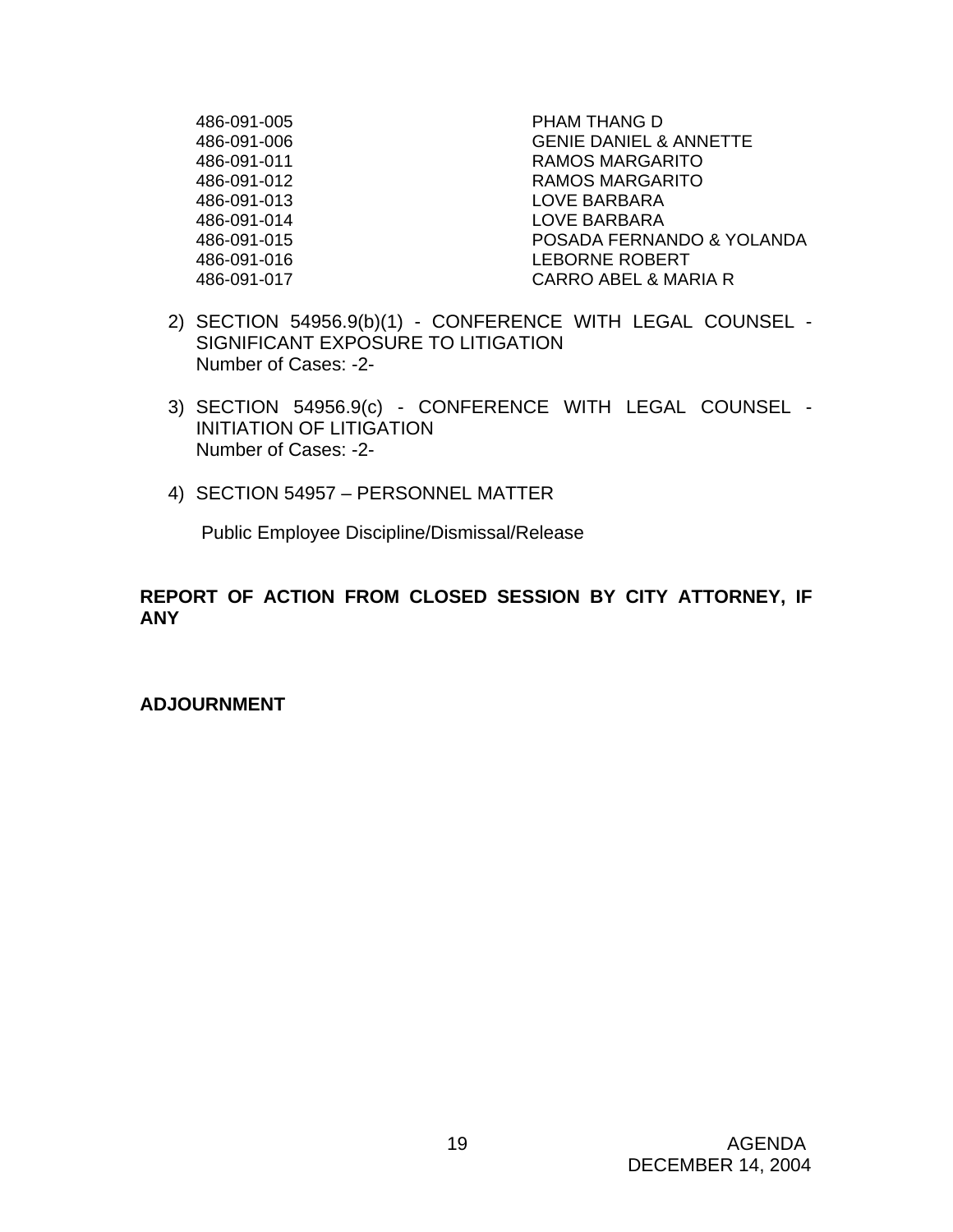| | |
|---|---|
| 486-091-005 | PHAM THANG D |
| 486-091-006 | GENIE DANIEL & ANNETTE |
| 486-091-011 | RAMOS MARGARITO |
| 486-091-012 | RAMOS MARGARITO |
| 486-091-013 | LOVE BARBARA |
| 486-091-014 | LOVE BARBARA |
| 486-091-015 | POSADA FERNANDO & YOLANDA |
| 486-091-016 | LEBORNE ROBERT |
| 486-091-017 | CARRO ABEL & MARIA R |

2) SECTION 54956.9(b)(1) - CONFERENCE WITH LEGAL COUNSEL - SIGNIFICANT EXPOSURE TO LITIGATION
   Number of Cases: -2-

3) SECTION 54956.9(c) - CONFERENCE WITH LEGAL COUNSEL - INITIATION OF LITIGATION
   Number of Cases: -2-

4) SECTION 54957 – PERSONNEL MATTER

   Public Employee Discipline/Dismissal/Release

**REPORT OF ACTION FROM CLOSED SESSION BY CITY ATTORNEY, IF ANY**

**ADJOURNMENT**